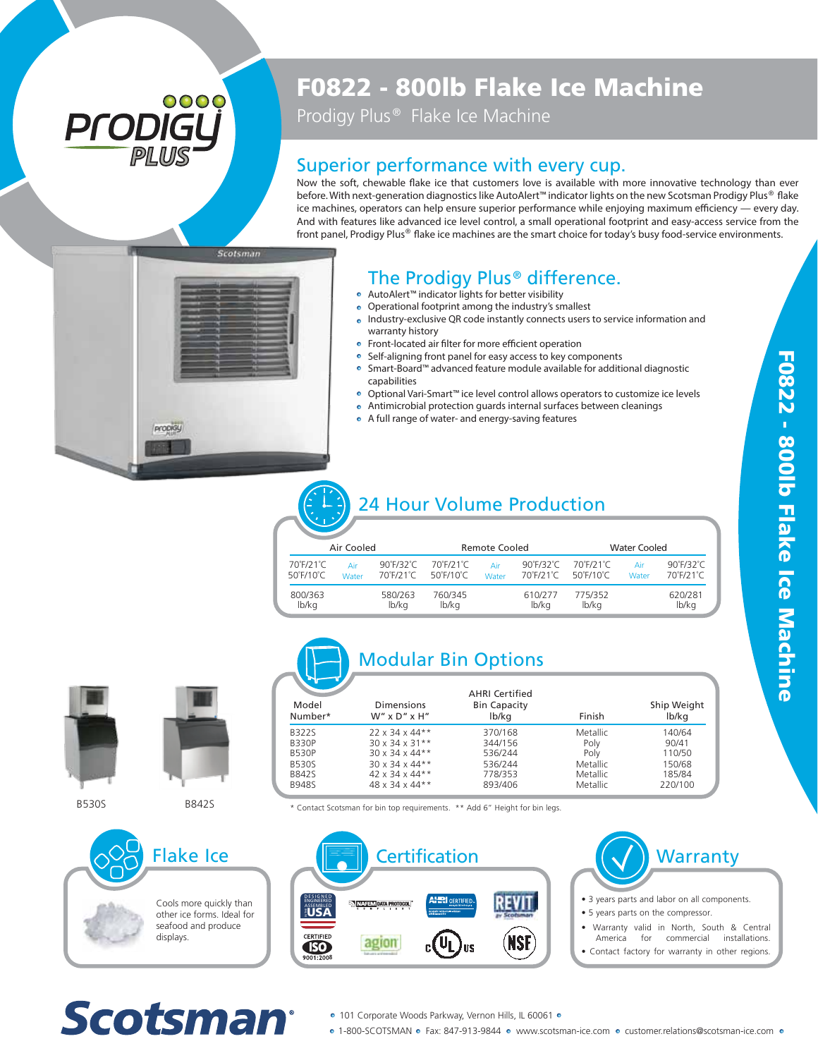# F0822 - 800lb Flake Ice Machine

Prodigy Plus® Flake Ice Machine

## Superior performance with every cup.

Now the soft, chewable flake ice that customers love is available with more innovative technology than ever before. With next-generation diagnostics like AutoAlert™ indicator lights on the new Scotsman Prodigy Plus® flake ice machines, operators can help ensure superior performance while enjoying maximum efficiency — every day. And with features like advanced ice level control, a small operational footprint and easy-access service from the front panel, Prodigy Plus® flake ice machines are the smart choice for today's busy food-service environments.

## The Prodigy Plus® difference.

- AutoAlert™ indicator lights for better visibility
- Operational footprint among the industry's smallest
- Industry-exclusive QR code instantly connects users to service information and warranty history
- Front-located air filter for more efficient operation
- Self-aligning front panel for easy access to key components
- Smart-Board™ advanced feature module available for additional diagnostic capabilities
- Optional Vari-Smart™ ice level control allows operators to customize ice levels
- Antimicrobial protection guards internal surfaces between cleanings
- A full range of water- and energy-saving features

## 24 Hour Volume Production

| Air Cooled | | | Remote Cooled | | | Water Cooled | | |
|---|---|---|---|---|---|---|---|---|
| 70°F/21°C 50°F/10°C | Air Water | 90°F/32°C 70°F/21°C | 70°F/21°C 50°F/10°C | Air Water | 90°F/32°C 70°F/21°C | 70°F/21°C 50°F/10°C | Air Water | 90°F/32°C 70°F/21°C |
| 800/363 lb/kg | | 580/263 lb/kg | 760/345 lb/kg | | 610/277 lb/kg | 775/352 lb/kg | | 620/281 lb/kg |

## Modular Bin Options

| Model Number* | Dimensions W" x D" x H" | AHRI Certified Bin Capacity lb/kg | Finish | Ship Weight lb/kg |
|---|---|---|---|---|
| B322S | 22 x 34 x 44** | 370/168 | Metallic | 140/64 |
| B330P | 30 x 34 x 31** | 344/156 | Poly | 90/41 |
| B530P | 30 x 34 x 44** | 536/244 | Poly | 110/50 |
| B530S | 30 x 34 x 44** | 536/244 | Metallic | 150/68 |
| B842S | 42 x 34 x 44** | 778/353 | Metallic | 185/84 |
| B948S | 48 x 34 x 44** | 893/406 | Metallic | 220/100 |

\* Contact Scotsman for bin top requirements. ** Add 6" Height for bin legs.

B530S

B842S

## Flake Ice

Cools more quickly than other ice forms. Ideal for seafood and produce displays.

## Certification

Designed Engineered Assembled USA; NAFEM Data Protocol Compliant; AHRI Certified; REVIT by Scotsman; Certified ISO 9001:2008; agion; cULus; NSF

## Warranty

- 3 years parts and labor on all components.
- 5 years parts on the compressor.
- Warranty valid in North, South & Central America for commercial installations.
- Contact factory for warranty in other regions.

Scotsman®

101 Corporate Woods Parkway, Vernon Hills, IL 60061

1-800-SCOTSMAN • Fax: 847-913-9844 • www.scotsman-ice.com • customer.relations@scotsman-ice.com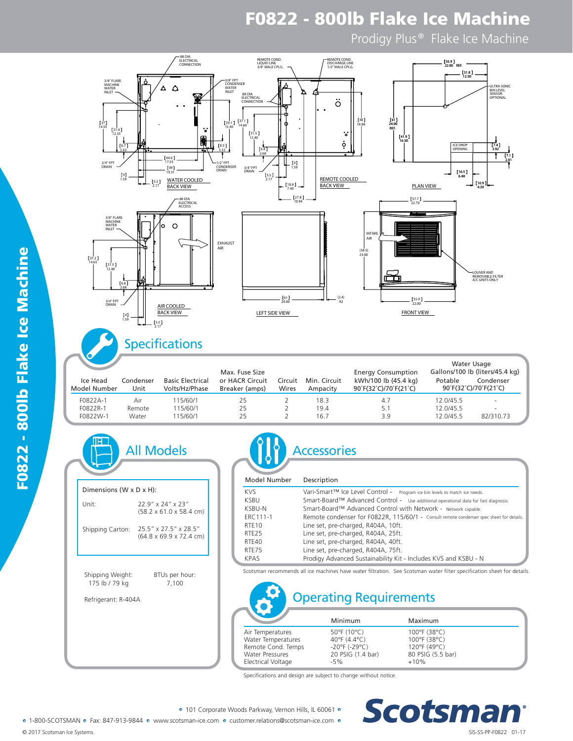# F0822 - 800lb Flake Ice Machine

Prodigy Plus® Flake Ice Machine

WATER COOLED BACK VIEW

REMOTE COOLED BACK VIEW

PLAN VIEW

AIR COOLED BACK VIEW

LEFT SIDE VIEW

FRONT VIEW

## Specifications

| Ice Head Model Number | Condenser Unit | Basic Electrical Volts/Hz/Phase | Max. Fuse Size or HACR Circuit Breaker (amps) | Circuit Wires | Min. Circuit Ampacity | Energy Consumption kWh/100 lb (45.4 kg) 90˚F(32˚C)/70˚F(21˚C) | Water Usage Gallons/100 lb (liters/45.4 kg) Potable | Water Usage Condenser 90˚F(32˚C)/70˚F(21˚C) |
|---|---|---|---|---|---|---|---|---|
| F0822A-1 | Air | 115/60/1 | 25 | 2 | 18.3 | 4.7 | 12.0/45.5 | - |
| F0822R-1 | Remote | 115/60/1 | 25 | 2 | 19.4 | 5.1 | 12.0/45.5 | - |
| F0822W-1 | Water | 115/60/1 | 25 | 2 | 16.7 | 3.9 | 12.0/45.5 | 82/310.73 |

## All Models

Dimensions (W x D x H):

| | |
|---|---|
| Unit: | 22.9" x 24" x 23" (58.2 x 61.0 x 58.4 cm) |
| Shipping Carton: | 25.5" x 27.5" x 28.5" (64.8 x 69.9 x 72.4 cm) |

Shipping Weight: 175 lb / 79 kg

BTUs per hour: 7,100

Refrigerant: R-404A

## Accessories

| Model Number | Description |
|---|---|
| KVS | Vari-Smart™ Ice Level Control - Program ice bin levels to match ice needs. |
| KSBU | Smart-Board™ Advanced Control - Use additional operational data for fast diagnosis. |
| KSBU-N | Smart-Board™ Advanced Control with Network - Network capable. |
| ERC111-1 | Remote condenser for F0822R, 115/60/1 - Consult remote condenser spec sheet for details. |
| RTE10 | Line set, pre-charged, R404A, 10ft. |
| RTE25 | Line set, pre-charged, R404A, 25ft. |
| RTE40 | Line set, pre-charged, R404A, 40ft. |
| RTE75 | Line set, pre-charged, R404A, 75ft. |
| KPAS | Prodigy Advanced Sustainability Kit - Includes KVS and KSBU - N |

Scotsman recommends all ice machines have water filtration. See Scotsman water filter specification sheet for details.

## Operating Requirements

| | Minimum | Maximum |
|---|---|---|
| Air Temperatures | 50°F (10°C) | 100°F (38°C) |
| Water Temperatures | 40°F (4.4°C) | 100°F (38°C) |
| Remote Cond. Temps | -20°F (-29°C) | 120°F (49°C) |
| Water Pressures | 20 PSIG (1.4 bar) | 80 PSIG (5.5 bar) |
| Electrical Voltage | -5% | +10% |

Specifications and design are subject to change without notice.

101 Corporate Woods Parkway, Vernon Hills, IL 60061

1-800-SCOTSMAN • Fax: 847-913-9844 • www.scotsman-ice.com • customer.relations@scotsman-ice.com

Scotsman®

© 2017 Scotsman Ice Systems.

SIS-SS-PP-F0822 01-17